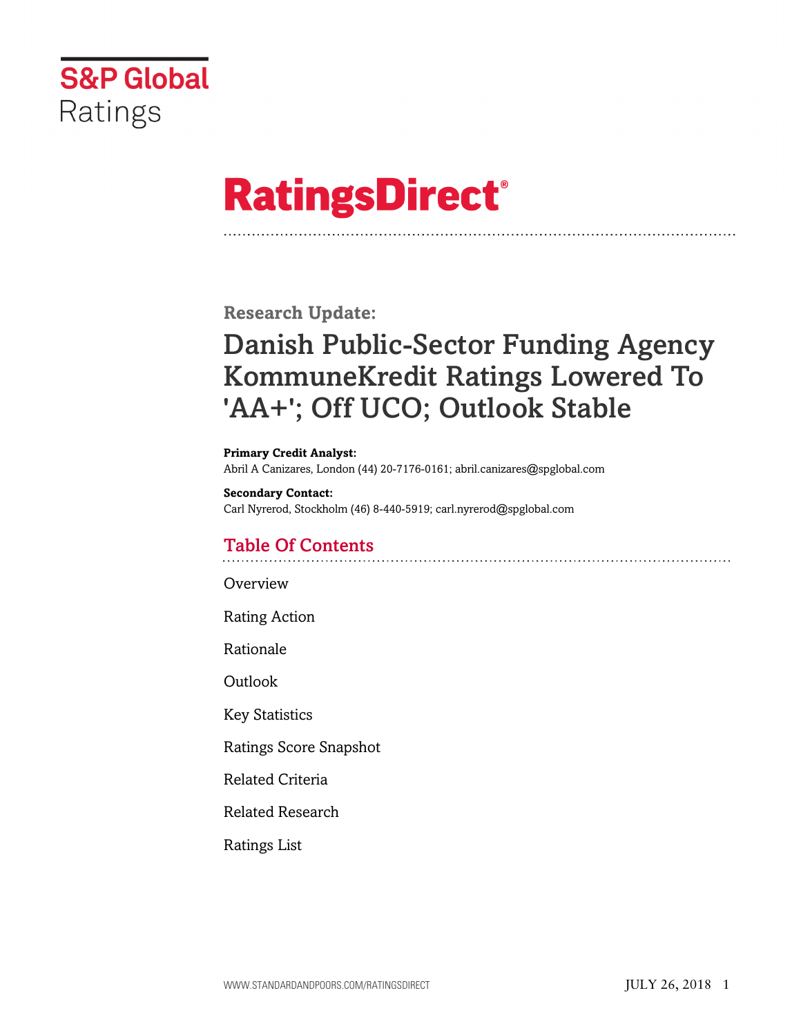S&P Global Ratings

# RatingsDirect®

**Research Update:**

# Danish Public-Sector Funding Agency KommuneKredit Ratings Lowered To 'AA+'; Off UCO; Outlook Stable

**Primary Credit Analyst:**
Abril A Canizares, London (44) 20-7176-0161; abril.canizares@spglobal.com

**Secondary Contact:**
Carl Nyrerod, Stockholm (46) 8-440-5919; carl.nyrerod@spglobal.com

## Table Of Contents

Overview

Rating Action

Rationale

Outlook

Key Statistics

Ratings Score Snapshot

Related Criteria

Related Research

Ratings List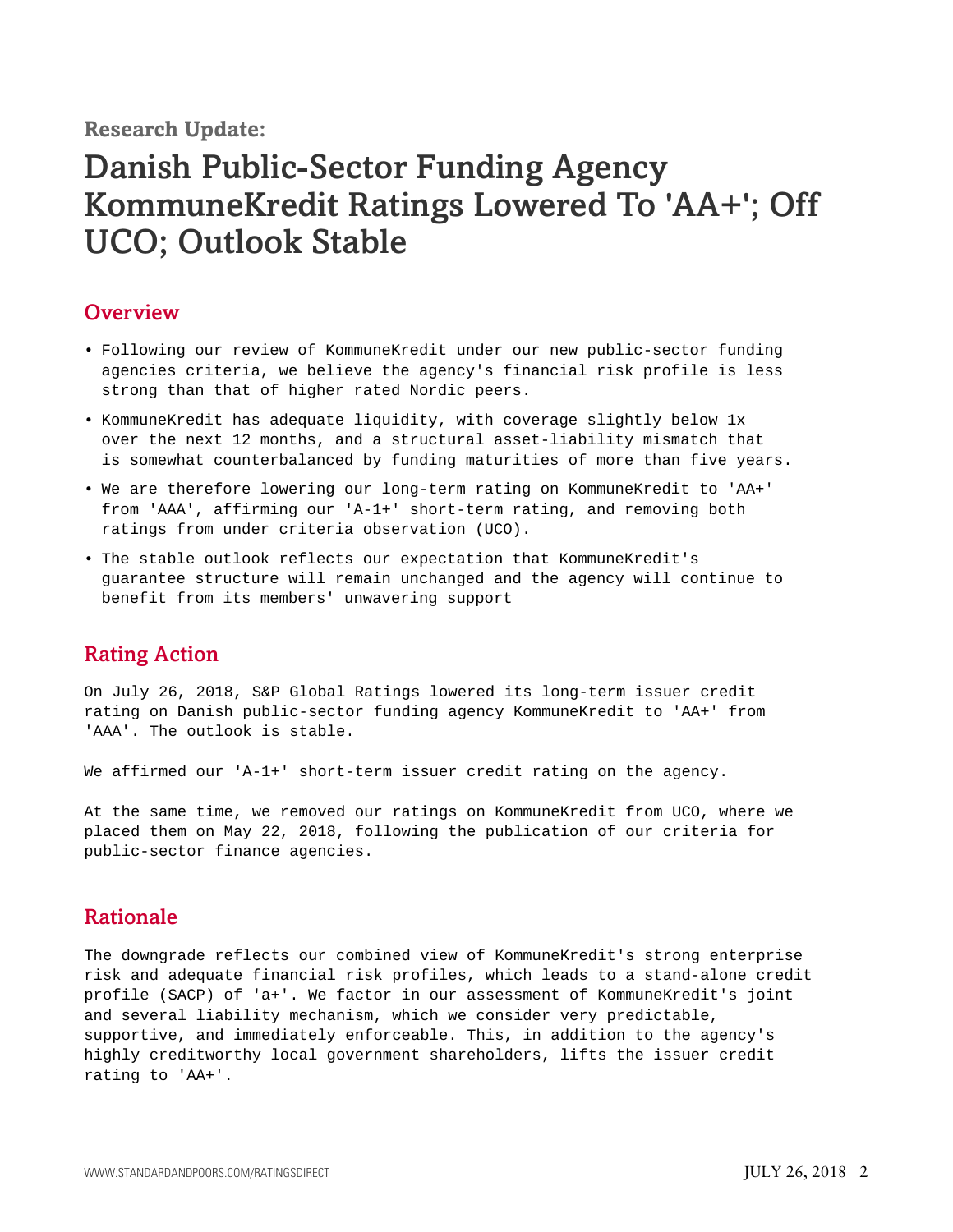**Research Update:**

# Danish Public-Sector Funding Agency KommuneKredit Ratings Lowered To 'AA+'; Off UCO; Outlook Stable

## Overview

- Following our review of KommuneKredit under our new public-sector funding agencies criteria, we believe the agency's financial risk profile is less strong than that of higher rated Nordic peers.
- KommuneKredit has adequate liquidity, with coverage slightly below 1x over the next 12 months, and a structural asset-liability mismatch that is somewhat counterbalanced by funding maturities of more than five years.
- We are therefore lowering our long-term rating on KommuneKredit to 'AA+' from 'AAA', affirming our 'A-1+' short-term rating, and removing both ratings from under criteria observation (UCO).
- The stable outlook reflects our expectation that KommuneKredit's guarantee structure will remain unchanged and the agency will continue to benefit from its members' unwavering support

## Rating Action

On July 26, 2018, S&P Global Ratings lowered its long-term issuer credit rating on Danish public-sector funding agency KommuneKredit to 'AA+' from 'AAA'. The outlook is stable.

We affirmed our 'A-1+' short-term issuer credit rating on the agency.

At the same time, we removed our ratings on KommuneKredit from UCO, where we placed them on May 22, 2018, following the publication of our criteria for public-sector finance agencies.

## Rationale

The downgrade reflects our combined view of KommuneKredit's strong enterprise risk and adequate financial risk profiles, which leads to a stand-alone credit profile (SACP) of 'a+'. We factor in our assessment of KommuneKredit's joint and several liability mechanism, which we consider very predictable, supportive, and immediately enforceable. This, in addition to the agency's highly creditworthy local government shareholders, lifts the issuer credit rating to 'AA+'.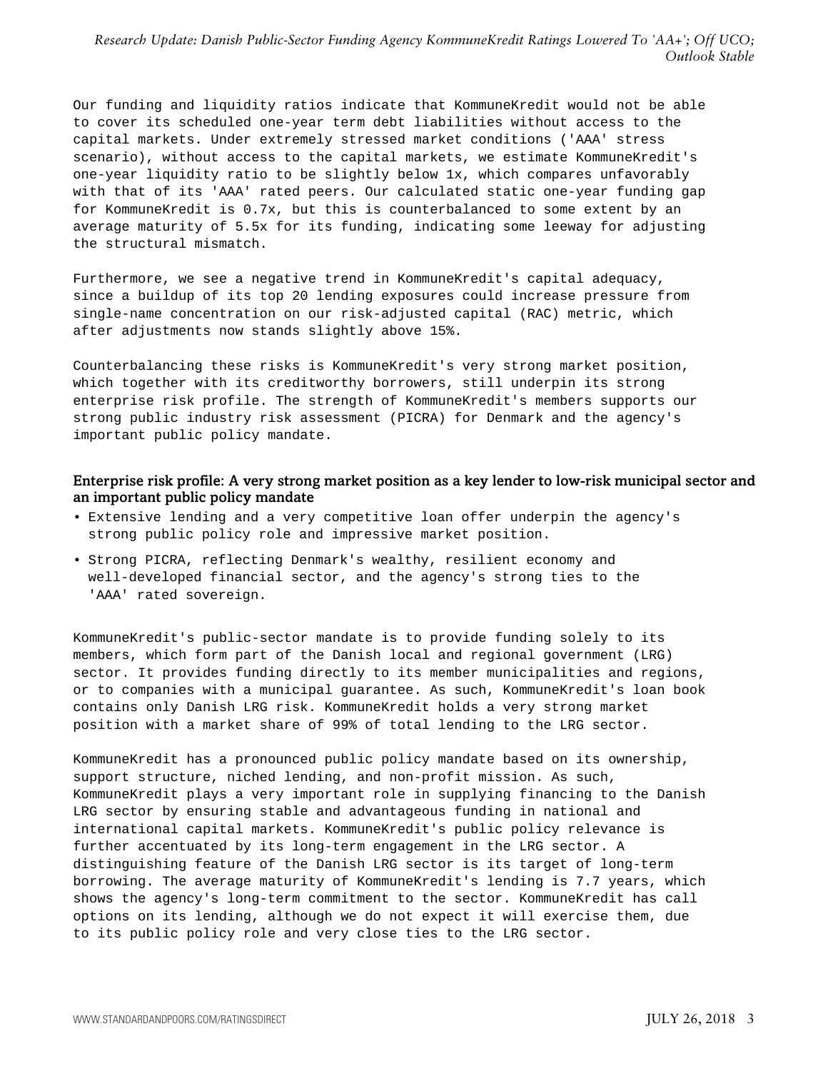Our funding and liquidity ratios indicate that KommuneKredit would not be able to cover its scheduled one-year term debt liabilities without access to the capital markets. Under extremely stressed market conditions ('AAA' stress scenario), without access to the capital markets, we estimate KommuneKredit's one-year liquidity ratio to be slightly below 1x, which compares unfavorably with that of its 'AAA' rated peers. Our calculated static one-year funding gap for KommuneKredit is 0.7x, but this is counterbalanced to some extent by an average maturity of 5.5x for its funding, indicating some leeway for adjusting the structural mismatch.

Furthermore, we see a negative trend in KommuneKredit's capital adequacy, since a buildup of its top 20 lending exposures could increase pressure from single-name concentration on our risk-adjusted capital (RAC) metric, which after adjustments now stands slightly above 15%.

Counterbalancing these risks is KommuneKredit's very strong market position, which together with its creditworthy borrowers, still underpin its strong enterprise risk profile. The strength of KommuneKredit's members supports our strong public industry risk assessment (PICRA) for Denmark and the agency's important public policy mandate.

### Enterprise risk profile: A very strong market position as a key lender to low-risk municipal sector and an important public policy mandate

- Extensive lending and a very competitive loan offer underpin the agency's strong public policy role and impressive market position.
- Strong PICRA, reflecting Denmark's wealthy, resilient economy and well-developed financial sector, and the agency's strong ties to the 'AAA' rated sovereign.

KommuneKredit's public-sector mandate is to provide funding solely to its members, which form part of the Danish local and regional government (LRG) sector. It provides funding directly to its member municipalities and regions, or to companies with a municipal guarantee. As such, KommuneKredit's loan book contains only Danish LRG risk. KommuneKredit holds a very strong market position with a market share of 99% of total lending to the LRG sector.

KommuneKredit has a pronounced public policy mandate based on its ownership, support structure, niched lending, and non-profit mission. As such, KommuneKredit plays a very important role in supplying financing to the Danish LRG sector by ensuring stable and advantageous funding in national and international capital markets. KommuneKredit's public policy relevance is further accentuated by its long-term engagement in the LRG sector. A distinguishing feature of the Danish LRG sector is its target of long-term borrowing. The average maturity of KommuneKredit's lending is 7.7 years, which shows the agency's long-term commitment to the sector. KommuneKredit has call options on its lending, although we do not expect it will exercise them, due to its public policy role and very close ties to the LRG sector.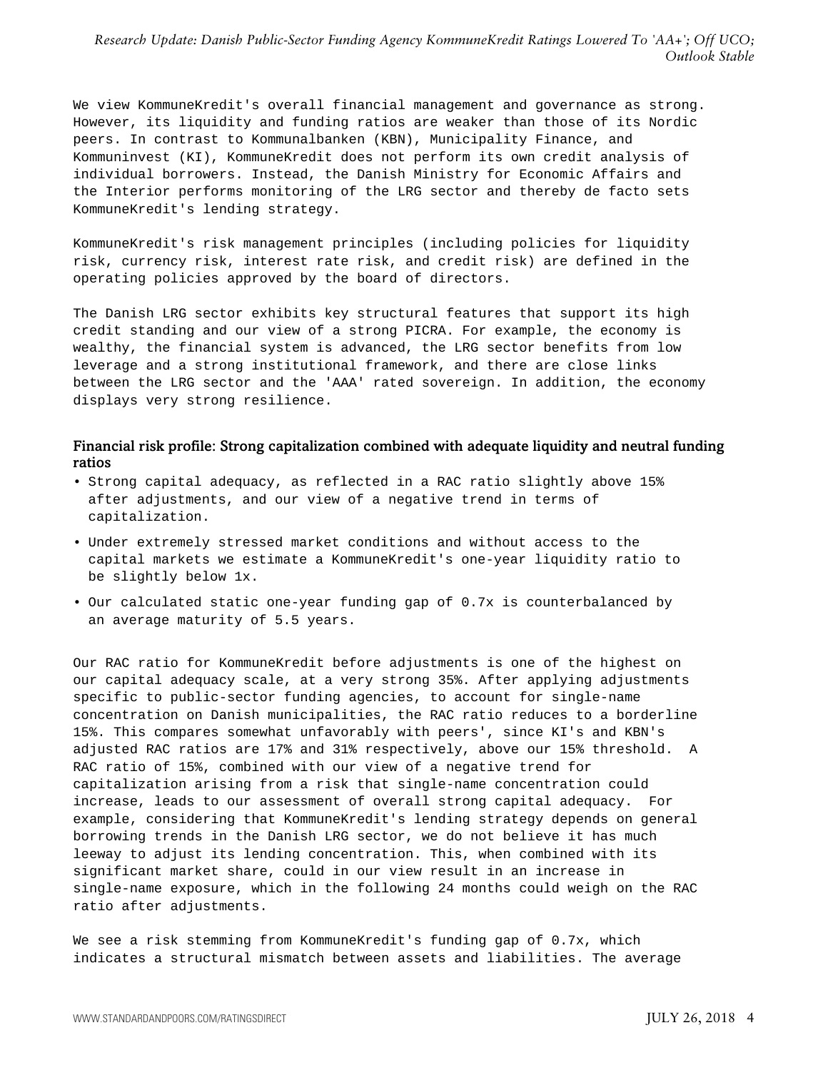We view KommuneKredit's overall financial management and governance as strong. However, its liquidity and funding ratios are weaker than those of its Nordic peers. In contrast to Kommunalbanken (KBN), Municipality Finance, and Kommuninvest (KI), KommuneKredit does not perform its own credit analysis of individual borrowers. Instead, the Danish Ministry for Economic Affairs and the Interior performs monitoring of the LRG sector and thereby de facto sets KommuneKredit's lending strategy.

KommuneKredit's risk management principles (including policies for liquidity risk, currency risk, interest rate risk, and credit risk) are defined in the operating policies approved by the board of directors.

The Danish LRG sector exhibits key structural features that support its high credit standing and our view of a strong PICRA. For example, the economy is wealthy, the financial system is advanced, the LRG sector benefits from low leverage and a strong institutional framework, and there are close links between the LRG sector and the 'AAA' rated sovereign. In addition, the economy displays very strong resilience.

### Financial risk profile: Strong capitalization combined with adequate liquidity and neutral funding ratios

- Strong capital adequacy, as reflected in a RAC ratio slightly above 15% after adjustments, and our view of a negative trend in terms of capitalization.
- Under extremely stressed market conditions and without access to the capital markets we estimate a KommuneKredit's one-year liquidity ratio to be slightly below 1x.
- Our calculated static one-year funding gap of 0.7x is counterbalanced by an average maturity of 5.5 years.

Our RAC ratio for KommuneKredit before adjustments is one of the highest on our capital adequacy scale, at a very strong 35%. After applying adjustments specific to public-sector funding agencies, to account for single-name concentration on Danish municipalities, the RAC ratio reduces to a borderline 15%. This compares somewhat unfavorably with peers', since KI's and KBN's adjusted RAC ratios are 17% and 31% respectively, above our 15% threshold. A RAC ratio of 15%, combined with our view of a negative trend for capitalization arising from a risk that single-name concentration could increase, leads to our assessment of overall strong capital adequacy. For example, considering that KommuneKredit's lending strategy depends on general borrowing trends in the Danish LRG sector, we do not believe it has much leeway to adjust its lending concentration. This, when combined with its significant market share, could in our view result in an increase in single-name exposure, which in the following 24 months could weigh on the RAC ratio after adjustments.

We see a risk stemming from KommuneKredit's funding gap of 0.7x, which indicates a structural mismatch between assets and liabilities. The average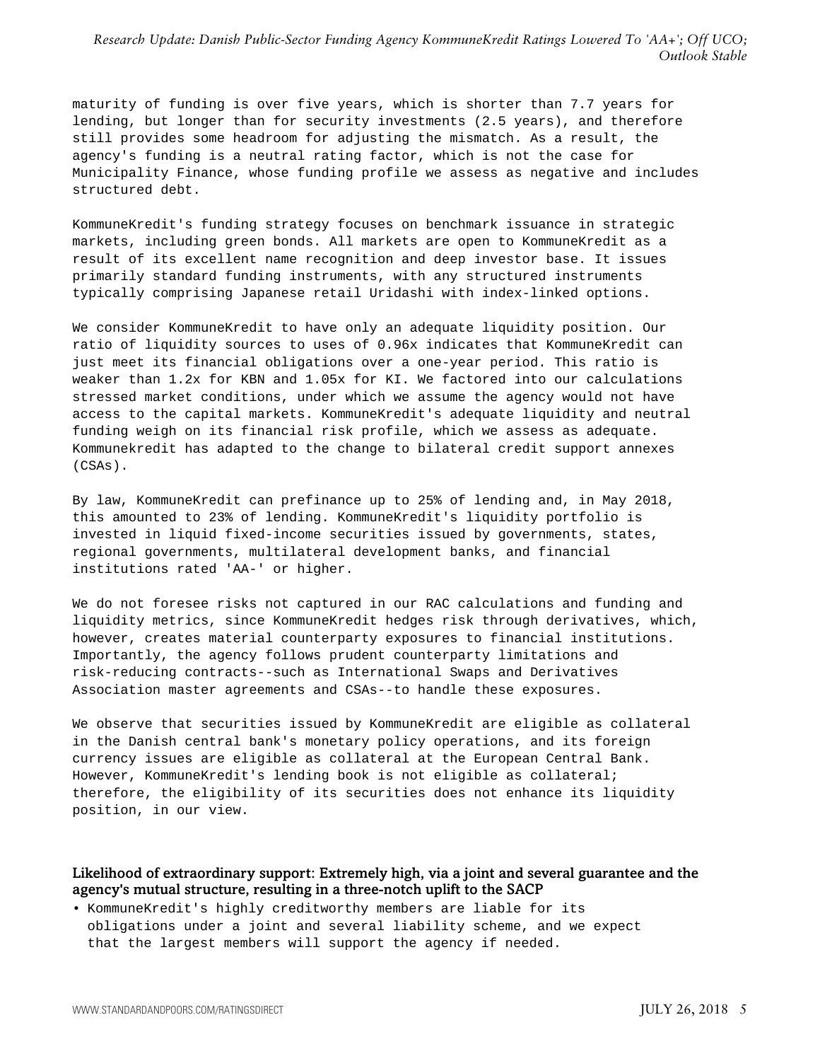maturity of funding is over five years, which is shorter than 7.7 years for lending, but longer than for security investments (2.5 years), and therefore still provides some headroom for adjusting the mismatch. As a result, the agency's funding is a neutral rating factor, which is not the case for Municipality Finance, whose funding profile we assess as negative and includes structured debt.

KommuneKredit's funding strategy focuses on benchmark issuance in strategic markets, including green bonds. All markets are open to KommuneKredit as a result of its excellent name recognition and deep investor base. It issues primarily standard funding instruments, with any structured instruments typically comprising Japanese retail Uridashi with index-linked options.

We consider KommuneKredit to have only an adequate liquidity position. Our ratio of liquidity sources to uses of 0.96x indicates that KommuneKredit can just meet its financial obligations over a one-year period. This ratio is weaker than 1.2x for KBN and 1.05x for KI. We factored into our calculations stressed market conditions, under which we assume the agency would not have access to the capital markets. KommuneKredit's adequate liquidity and neutral funding weigh on its financial risk profile, which we assess as adequate. Kommunekredit has adapted to the change to bilateral credit support annexes (CSAs).

By law, KommuneKredit can prefinance up to 25% of lending and, in May 2018, this amounted to 23% of lending. KommuneKredit's liquidity portfolio is invested in liquid fixed-income securities issued by governments, states, regional governments, multilateral development banks, and financial institutions rated 'AA-' or higher.

We do not foresee risks not captured in our RAC calculations and funding and liquidity metrics, since KommuneKredit hedges risk through derivatives, which, however, creates material counterparty exposures to financial institutions. Importantly, the agency follows prudent counterparty limitations and risk-reducing contracts--such as International Swaps and Derivatives Association master agreements and CSAs--to handle these exposures.

We observe that securities issued by KommuneKredit are eligible as collateral in the Danish central bank's monetary policy operations, and its foreign currency issues are eligible as collateral at the European Central Bank. However, KommuneKredit's lending book is not eligible as collateral; therefore, the eligibility of its securities does not enhance its liquidity position, in our view.

### Likelihood of extraordinary support: Extremely high, via a joint and several guarantee and the agency's mutual structure, resulting in a three-notch uplift to the SACP

- KommuneKredit's highly creditworthy members are liable for its obligations under a joint and several liability scheme, and we expect that the largest members will support the agency if needed.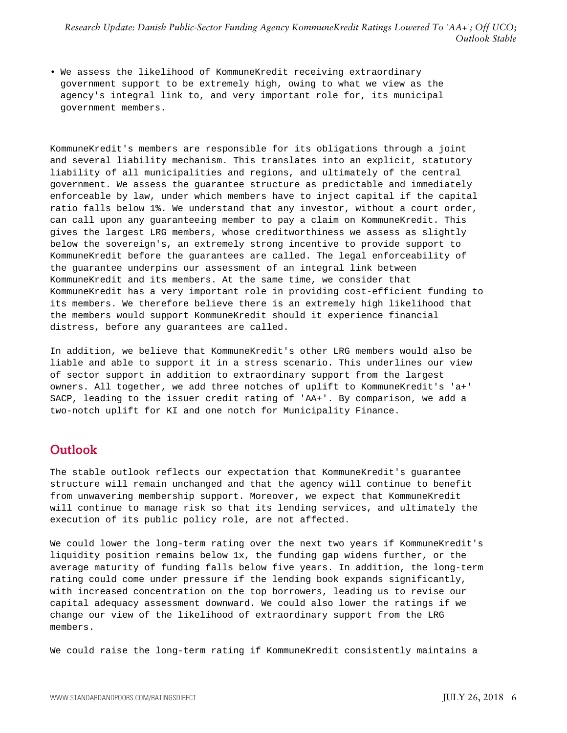- We assess the likelihood of KommuneKredit receiving extraordinary government support to be extremely high, owing to what we view as the agency's integral link to, and very important role for, its municipal government members.

KommuneKredit's members are responsible for its obligations through a joint and several liability mechanism. This translates into an explicit, statutory liability of all municipalities and regions, and ultimately of the central government. We assess the guarantee structure as predictable and immediately enforceable by law, under which members have to inject capital if the capital ratio falls below 1%. We understand that any investor, without a court order, can call upon any guaranteeing member to pay a claim on KommuneKredit. This gives the largest LRG members, whose creditworthiness we assess as slightly below the sovereign's, an extremely strong incentive to provide support to KommuneKredit before the guarantees are called. The legal enforceability of the guarantee underpins our assessment of an integral link between KommuneKredit and its members. At the same time, we consider that KommuneKredit has a very important role in providing cost-efficient funding to its members. We therefore believe there is an extremely high likelihood that the members would support KommuneKredit should it experience financial distress, before any guarantees are called.

In addition, we believe that KommuneKredit's other LRG members would also be liable and able to support it in a stress scenario. This underlines our view of sector support in addition to extraordinary support from the largest owners. All together, we add three notches of uplift to KommuneKredit's 'a+' SACP, leading to the issuer credit rating of 'AA+'. By comparison, we add a two-notch uplift for KI and one notch for Municipality Finance.

## Outlook

The stable outlook reflects our expectation that KommuneKredit's guarantee structure will remain unchanged and that the agency will continue to benefit from unwavering membership support. Moreover, we expect that KommuneKredit will continue to manage risk so that its lending services, and ultimately the execution of its public policy role, are not affected.

We could lower the long-term rating over the next two years if KommuneKredit's liquidity position remains below 1x, the funding gap widens further, or the average maturity of funding falls below five years. In addition, the long-term rating could come under pressure if the lending book expands significantly, with increased concentration on the top borrowers, leading us to revise our capital adequacy assessment downward. We could also lower the ratings if we change our view of the likelihood of extraordinary support from the LRG members.

We could raise the long-term rating if KommuneKredit consistently maintains a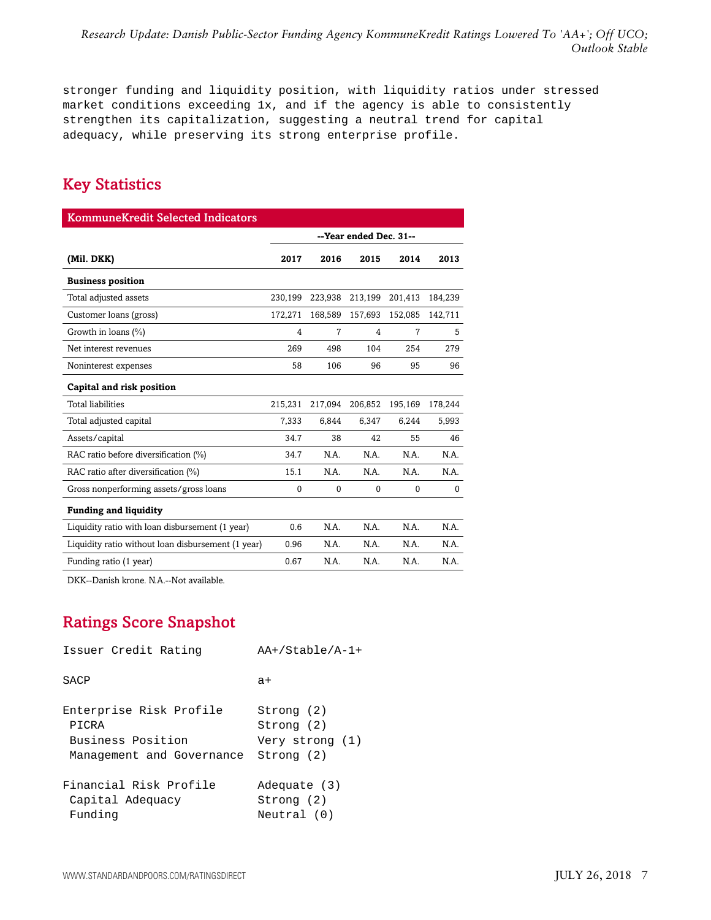stronger funding and liquidity position, with liquidity ratios under stressed market conditions exceeding 1x, and if the agency is able to consistently strengthen its capitalization, suggesting a neutral trend for capital adequacy, while preserving its strong enterprise profile.

## Key Statistics

**KommuneKredit Selected Indicators**

| | --Year ended Dec. 31-- | | | | |
|---|---|---|---|---|---|
| **(Mil. DKK)** | **2017** | **2016** | **2015** | **2014** | **2013** |
| **Business position** | | | | | |
| Total adjusted assets | 230,199 | 223,938 | 213,199 | 201,413 | 184,239 |
| Customer loans (gross) | 172,271 | 168,589 | 157,693 | 152,085 | 142,711 |
| Growth in loans (%) | 4 | 7 | 4 | 7 | 5 |
| Net interest revenues | 269 | 498 | 104 | 254 | 279 |
| Noninterest expenses | 58 | 106 | 96 | 95 | 96 |
| **Capital and risk position** | | | | | |
| Total liabilities | 215,231 | 217,094 | 206,852 | 195,169 | 178,244 |
| Total adjusted capital | 7,333 | 6,844 | 6,347 | 6,244 | 5,993 |
| Assets/capital | 34.7 | 38 | 42 | 55 | 46 |
| RAC ratio before diversification (%) | 34.7 | N.A. | N.A. | N.A. | N.A. |
| RAC ratio after diversification (%) | 15.1 | N.A. | N.A. | N.A. | N.A. |
| Gross nonperforming assets/gross loans | 0 | 0 | 0 | 0 | 0 |
| **Funding and liquidity** | | | | | |
| Liquidity ratio with loan disbursement (1 year) | 0.6 | N.A. | N.A. | N.A. | N.A. |
| Liquidity ratio without loan disbursement (1 year) | 0.96 | N.A. | N.A. | N.A. | N.A. |
| Funding ratio (1 year) | 0.67 | N.A. | N.A. | N.A. | N.A. |

DKK--Danish krone. N.A.--Not available.

## Ratings Score Snapshot

| | |
|---|---|
| Issuer Credit Rating | AA+/Stable/A-1+ |
| SACP | a+ |
| Enterprise Risk Profile | Strong (2) |
| PICRA | Strong (2) |
| Business Position | Very strong (1) |
| Management and Governance | Strong (2) |
| Financial Risk Profile | Adequate (3) |
| Capital Adequacy | Strong (2) |
| Funding | Neutral (0) |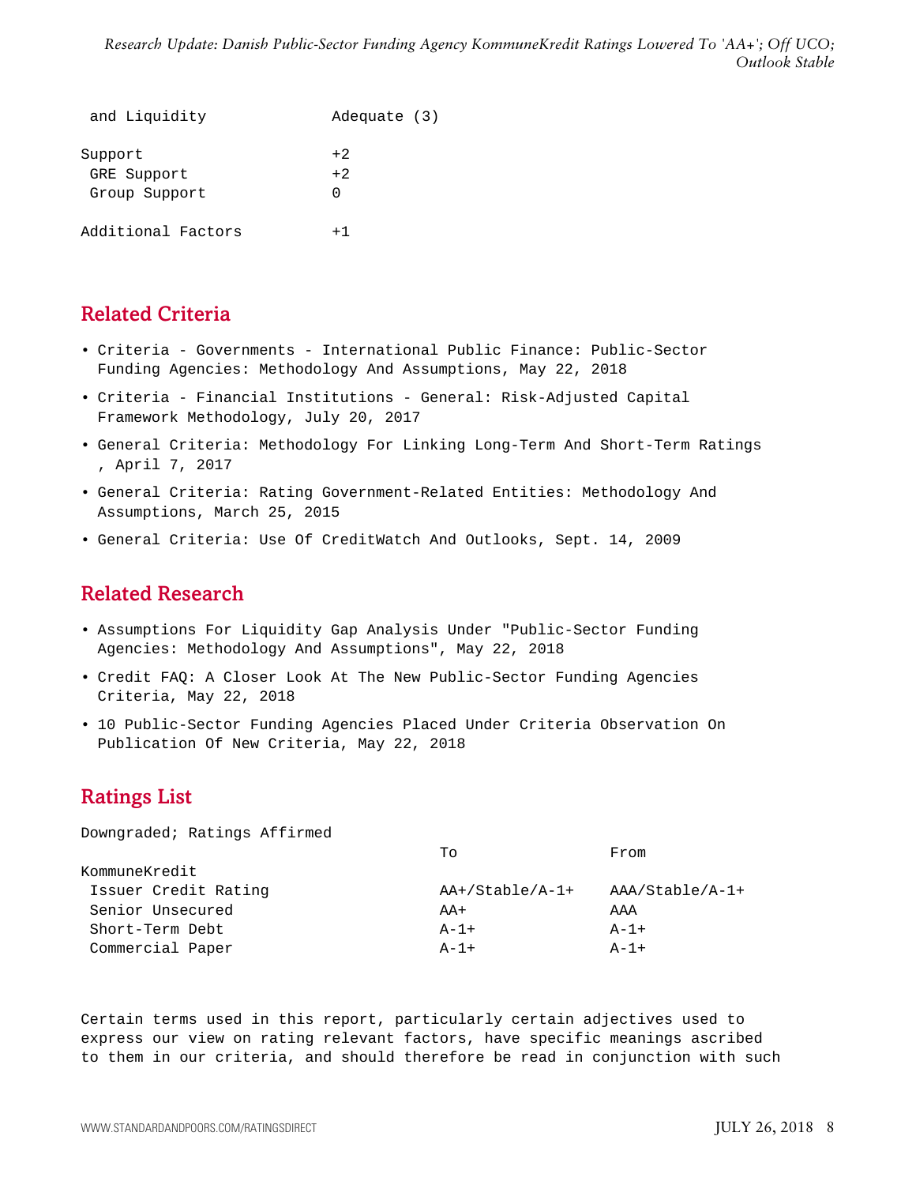| | |
|---|---|
| and Liquidity | Adequate (3) |
| Support | +2 |
| GRE Support | +2 |
| Group Support | 0 |
| Additional Factors | +1 |

## Related Criteria

- Criteria - Governments - International Public Finance: Public-Sector Funding Agencies: Methodology And Assumptions, May 22, 2018
- Criteria - Financial Institutions - General: Risk-Adjusted Capital Framework Methodology, July 20, 2017
- General Criteria: Methodology For Linking Long-Term And Short-Term Ratings , April 7, 2017
- General Criteria: Rating Government-Related Entities: Methodology And Assumptions, March 25, 2015
- General Criteria: Use Of CreditWatch And Outlooks, Sept. 14, 2009

## Related Research

- Assumptions For Liquidity Gap Analysis Under "Public-Sector Funding Agencies: Methodology And Assumptions", May 22, 2018
- Credit FAQ: A Closer Look At The New Public-Sector Funding Agencies Criteria, May 22, 2018
- 10 Public-Sector Funding Agencies Placed Under Criteria Observation On Publication Of New Criteria, May 22, 2018

## Ratings List

Downgraded; Ratings Affirmed

| | To | From |
|---|---|---|
| KommuneKredit | | |
| Issuer Credit Rating | AA+/Stable/A-1+ | AAA/Stable/A-1+ |
| Senior Unsecured | AA+ | AAA |
| Short-Term Debt | A-1+ | A-1+ |
| Commercial Paper | A-1+ | A-1+ |

Certain terms used in this report, particularly certain adjectives used to express our view on rating relevant factors, have specific meanings ascribed to them in our criteria, and should therefore be read in conjunction with such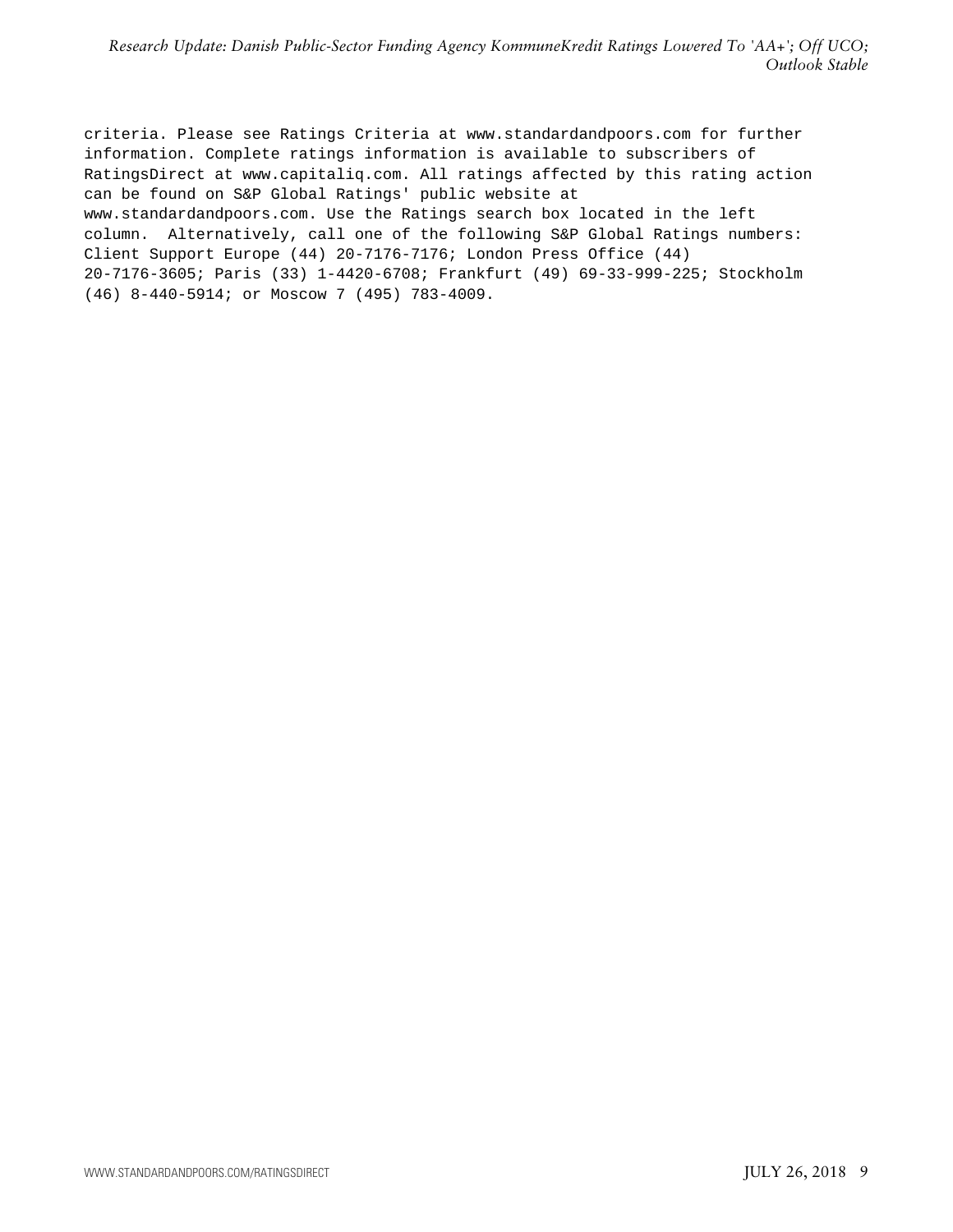criteria. Please see Ratings Criteria at www.standardandpoors.com for further information. Complete ratings information is available to subscribers of RatingsDirect at www.capitaliq.com. All ratings affected by this rating action can be found on S&P Global Ratings' public website at www.standardandpoors.com. Use the Ratings search box located in the left column. Alternatively, call one of the following S&P Global Ratings numbers: Client Support Europe (44) 20-7176-7176; London Press Office (44) 20-7176-3605; Paris (33) 1-4420-6708; Frankfurt (49) 69-33-999-225; Stockholm (46) 8-440-5914; or Moscow 7 (495) 783-4009.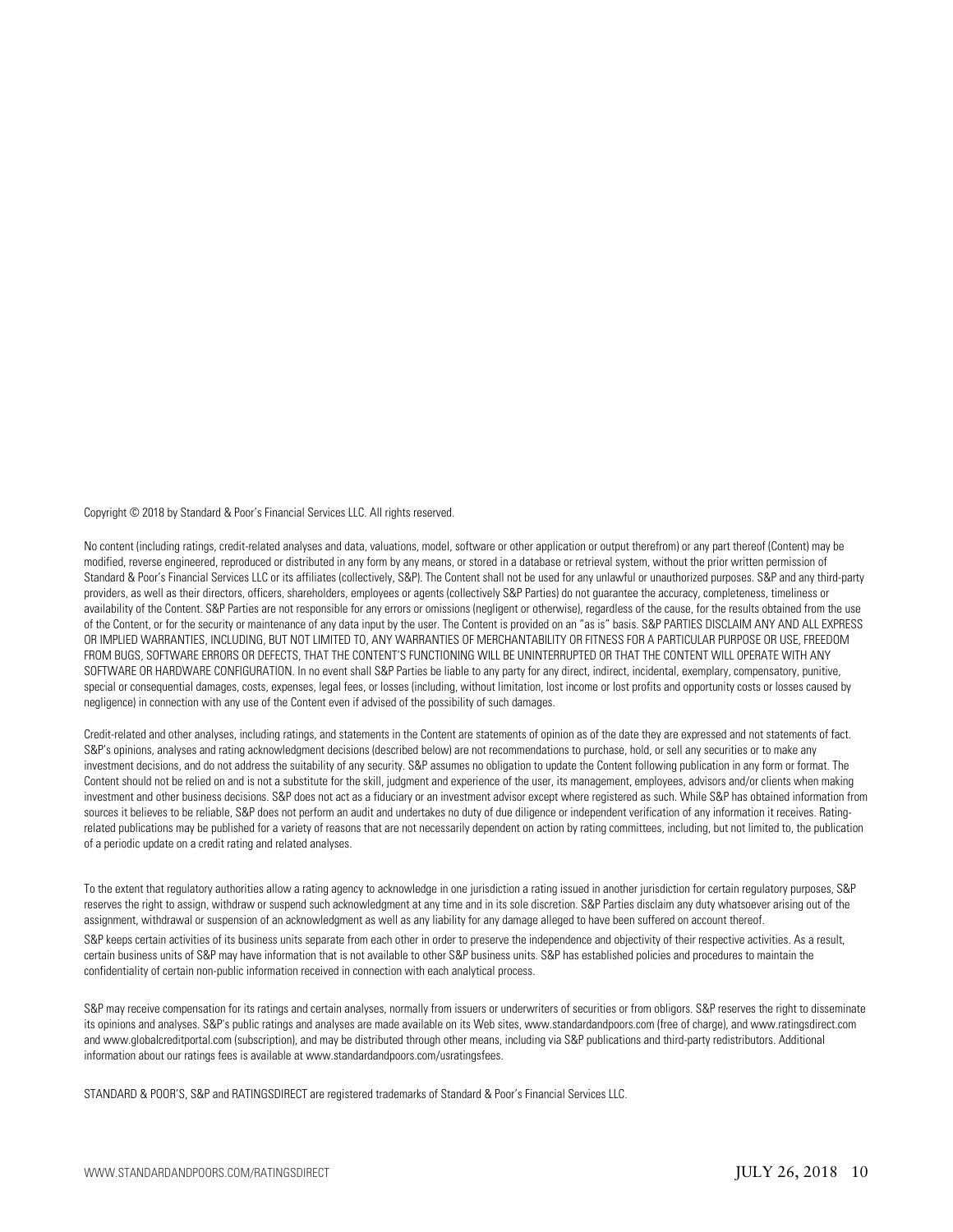Copyright © 2018 by Standard & Poor's Financial Services LLC. All rights reserved.

No content (including ratings, credit-related analyses and data, valuations, model, software or other application or output therefrom) or any part thereof (Content) may be modified, reverse engineered, reproduced or distributed in any form by any means, or stored in a database or retrieval system, without the prior written permission of Standard & Poor's Financial Services LLC or its affiliates (collectively, S&P). The Content shall not be used for any unlawful or unauthorized purposes. S&P and any third-party providers, as well as their directors, officers, shareholders, employees or agents (collectively S&P Parties) do not guarantee the accuracy, completeness, timeliness or availability of the Content. S&P Parties are not responsible for any errors or omissions (negligent or otherwise), regardless of the cause, for the results obtained from the use of the Content, or for the security or maintenance of any data input by the user. The Content is provided on an "as is" basis. S&P PARTIES DISCLAIM ANY AND ALL EXPRESS OR IMPLIED WARRANTIES, INCLUDING, BUT NOT LIMITED TO, ANY WARRANTIES OF MERCHANTABILITY OR FITNESS FOR A PARTICULAR PURPOSE OR USE, FREEDOM FROM BUGS, SOFTWARE ERRORS OR DEFECTS, THAT THE CONTENT'S FUNCTIONING WILL BE UNINTERRUPTED OR THAT THE CONTENT WILL OPERATE WITH ANY SOFTWARE OR HARDWARE CONFIGURATION. In no event shall S&P Parties be liable to any party for any direct, indirect, incidental, exemplary, compensatory, punitive, special or consequential damages, costs, expenses, legal fees, or losses (including, without limitation, lost income or lost profits and opportunity costs or losses caused by negligence) in connection with any use of the Content even if advised of the possibility of such damages.

Credit-related and other analyses, including ratings, and statements in the Content are statements of opinion as of the date they are expressed and not statements of fact. S&P's opinions, analyses and rating acknowledgment decisions (described below) are not recommendations to purchase, hold, or sell any securities or to make any investment decisions, and do not address the suitability of any security. S&P assumes no obligation to update the Content following publication in any form or format. The Content should not be relied on and is not a substitute for the skill, judgment and experience of the user, its management, employees, advisors and/or clients when making investment and other business decisions. S&P does not act as a fiduciary or an investment advisor except where registered as such. While S&P has obtained information from sources it believes to be reliable, S&P does not perform an audit and undertakes no duty of due diligence or independent verification of any information it receives. Rating-related publications may be published for a variety of reasons that are not necessarily dependent on action by rating committees, including, but not limited to, the publication of a periodic update on a credit rating and related analyses.

To the extent that regulatory authorities allow a rating agency to acknowledge in one jurisdiction a rating issued in another jurisdiction for certain regulatory purposes, S&P reserves the right to assign, withdraw or suspend such acknowledgment at any time and in its sole discretion. S&P Parties disclaim any duty whatsoever arising out of the assignment, withdrawal or suspension of an acknowledgment as well as any liability for any damage alleged to have been suffered on account thereof.

S&P keeps certain activities of its business units separate from each other in order to preserve the independence and objectivity of their respective activities. As a result, certain business units of S&P may have information that is not available to other S&P business units. S&P has established policies and procedures to maintain the confidentiality of certain non-public information received in connection with each analytical process.

S&P may receive compensation for its ratings and certain analyses, normally from issuers or underwriters of securities or from obligors. S&P reserves the right to disseminate its opinions and analyses. S&P's public ratings and analyses are made available on its Web sites, www.standardandpoors.com (free of charge), and www.ratingsdirect.com and www.globalcreditportal.com (subscription), and may be distributed through other means, including via S&P publications and third-party redistributors. Additional information about our ratings fees is available at www.standardandpoors.com/usratingsfees.

STANDARD & POOR'S, S&P and RATINGSDIRECT are registered trademarks of Standard & Poor's Financial Services LLC.